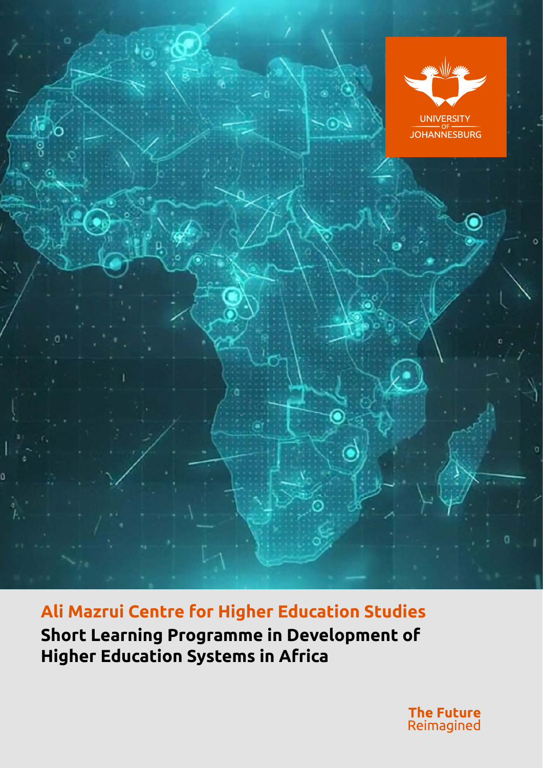UNIVERSITY OF JOHANNESBURG

# Ali Mazrui Centre for Higher Education Studies

## Short Learning Programme in Development of Higher Education Systems in Africa

**The Future** Reimagined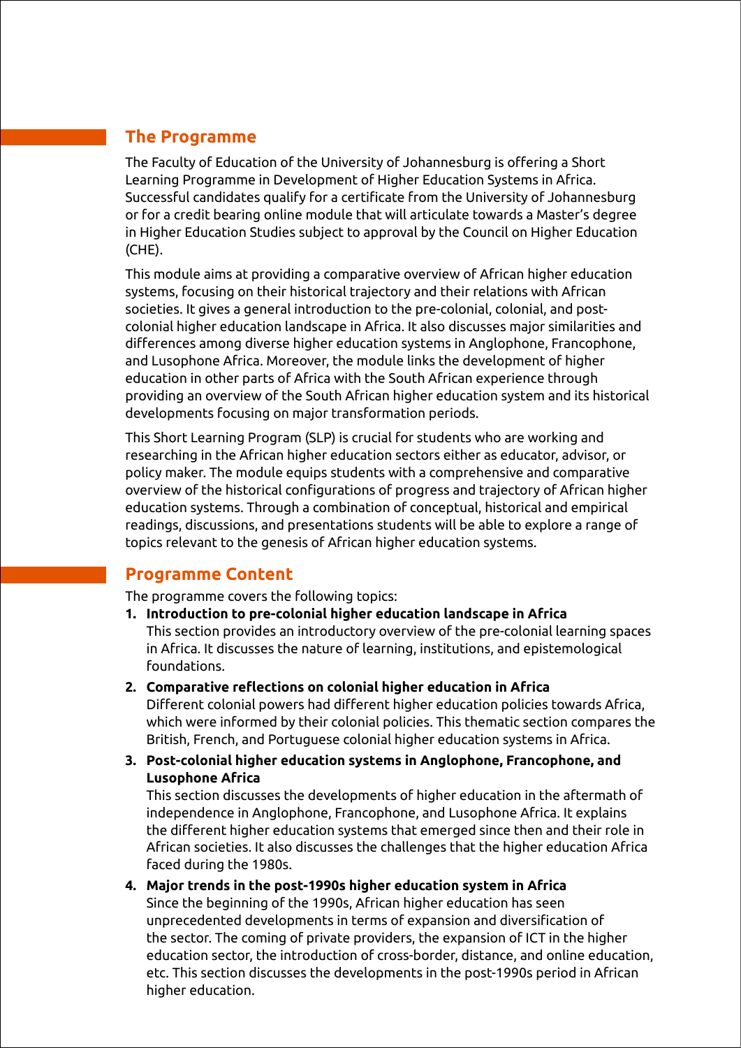## The Programme

The Faculty of Education of the University of Johannesburg is offering a Short Learning Programme in Development of Higher Education Systems in Africa. Successful candidates qualify for a certificate from the University of Johannesburg or for a credit bearing online module that will articulate towards a Master's degree in Higher Education Studies subject to approval by the Council on Higher Education (CHE).

This module aims at providing a comparative overview of African higher education systems, focusing on their historical trajectory and their relations with African societies. It gives a general introduction to the pre-colonial, colonial, and post-colonial higher education landscape in Africa. It also discusses major similarities and differences among diverse higher education systems in Anglophone, Francophone, and Lusophone Africa. Moreover, the module links the development of higher education in other parts of Africa with the South African experience through providing an overview of the South African higher education system and its historical developments focusing on major transformation periods.

This Short Learning Program (SLP) is crucial for students who are working and researching in the African higher education sectors either as educator, advisor, or policy maker. The module equips students with a comprehensive and comparative overview of the historical configurations of progress and trajectory of African higher education systems. Through a combination of conceptual, historical and empirical readings, discussions, and presentations students will be able to explore a range of topics relevant to the genesis of African higher education systems.

## Programme Content

The programme covers the following topics:

1. **Introduction to pre-colonial higher education landscape in Africa**
   This section provides an introductory overview of the pre-colonial learning spaces in Africa. It discusses the nature of learning, institutions, and epistemological foundations.
2. **Comparative reflections on colonial higher education in Africa**
   Different colonial powers had different higher education policies towards Africa, which were informed by their colonial policies. This thematic section compares the British, French, and Portuguese colonial higher education systems in Africa.
3. **Post-colonial higher education systems in Anglophone, Francophone, and Lusophone Africa**
   This section discusses the developments of higher education in the aftermath of independence in Anglophone, Francophone, and Lusophone Africa. It explains the different higher education systems that emerged since then and their role in African societies. It also discusses the challenges that the higher education Africa faced during the 1980s.
4. **Major trends in the post-1990s higher education system in Africa**
   Since the beginning of the 1990s, African higher education has seen unprecedented developments in terms of expansion and diversification of the sector. The coming of private providers, the expansion of ICT in the higher education sector, the introduction of cross-border, distance, and online education, etc. This section discusses the developments in the post-1990s period in African higher education.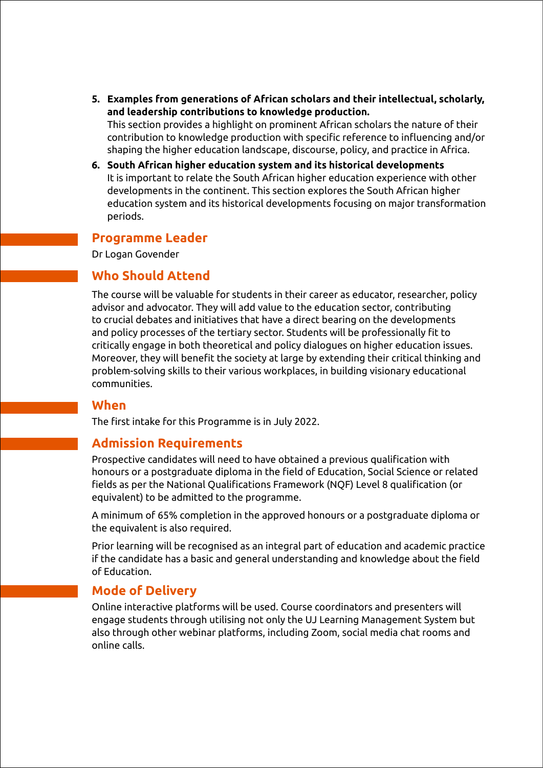5. **Examples from generations of African scholars and their intellectual, scholarly, and leadership contributions to knowledge production.**
   This section provides a highlight on prominent African scholars the nature of their contribution to knowledge production with specific reference to influencing and/or shaping the higher education landscape, discourse, policy, and practice in Africa.
6. **South African higher education system and its historical developments**
   It is important to relate the South African higher education experience with other developments in the continent. This section explores the South African higher education system and its historical developments focusing on major transformation periods.

## Programme Leader

Dr Logan Govender

## Who Should Attend

The course will be valuable for students in their career as educator, researcher, policy advisor and advocator. They will add value to the education sector, contributing to crucial debates and initiatives that have a direct bearing on the developments and policy processes of the tertiary sector. Students will be professionally fit to critically engage in both theoretical and policy dialogues on higher education issues. Moreover, they will benefit the society at large by extending their critical thinking and problem-solving skills to their various workplaces, in building visionary educational communities.

## When

The first intake for this Programme is in July 2022.

## Admission Requirements

Prospective candidates will need to have obtained a previous qualification with honours or a postgraduate diploma in the field of Education, Social Science or related fields as per the National Qualifications Framework (NQF) Level 8 qualification (or equivalent) to be admitted to the programme.

A minimum of 65% completion in the approved honours or a postgraduate diploma or the equivalent is also required.

Prior learning will be recognised as an integral part of education and academic practice if the candidate has a basic and general understanding and knowledge about the field of Education.

## Mode of Delivery

Online interactive platforms will be used. Course coordinators and presenters will engage students through utilising not only the UJ Learning Management System but also through other webinar platforms, including Zoom, social media chat rooms and online calls.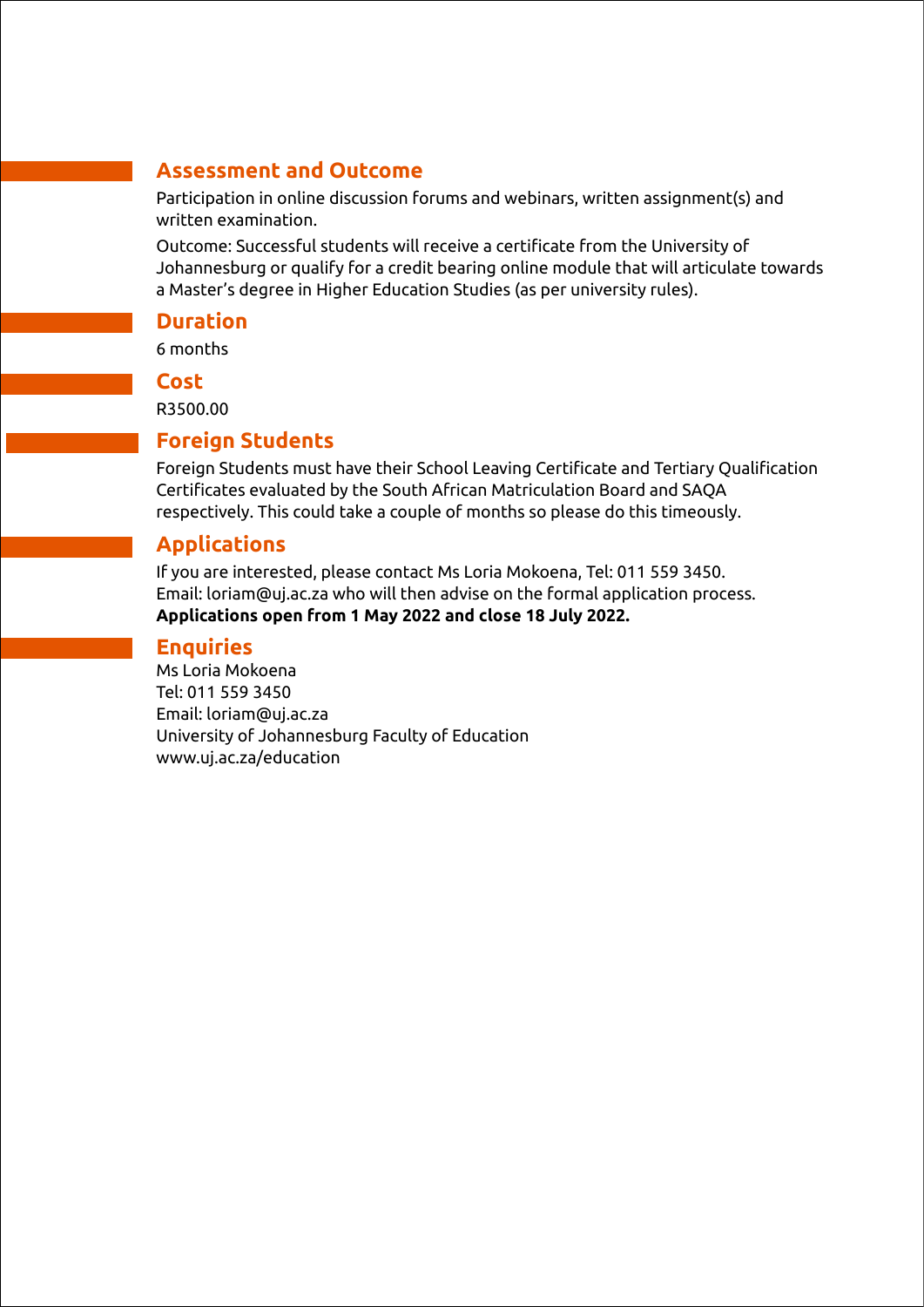## Assessment and Outcome

Participation in online discussion forums and webinars, written assignment(s) and written examination.

Outcome: Successful students will receive a certificate from the University of Johannesburg or qualify for a credit bearing online module that will articulate towards a Master's degree in Higher Education Studies (as per university rules).

## Duration

6 months

## Cost

R3500.00

## Foreign Students

Foreign Students must have their School Leaving Certificate and Tertiary Qualification Certificates evaluated by the South African Matriculation Board and SAQA respectively. This could take a couple of months so please do this timeously.

## Applications

If you are interested, please contact Ms Loria Mokoena, Tel: 011 559 3450.
Email: loriam@uj.ac.za who will then advise on the formal application process.
**Applications open from 1 May 2022 and close 18 July 2022.**

## Enquiries

Ms Loria Mokoena
Tel: 011 559 3450
Email: loriam@uj.ac.za
University of Johannesburg Faculty of Education
www.uj.ac.za/education